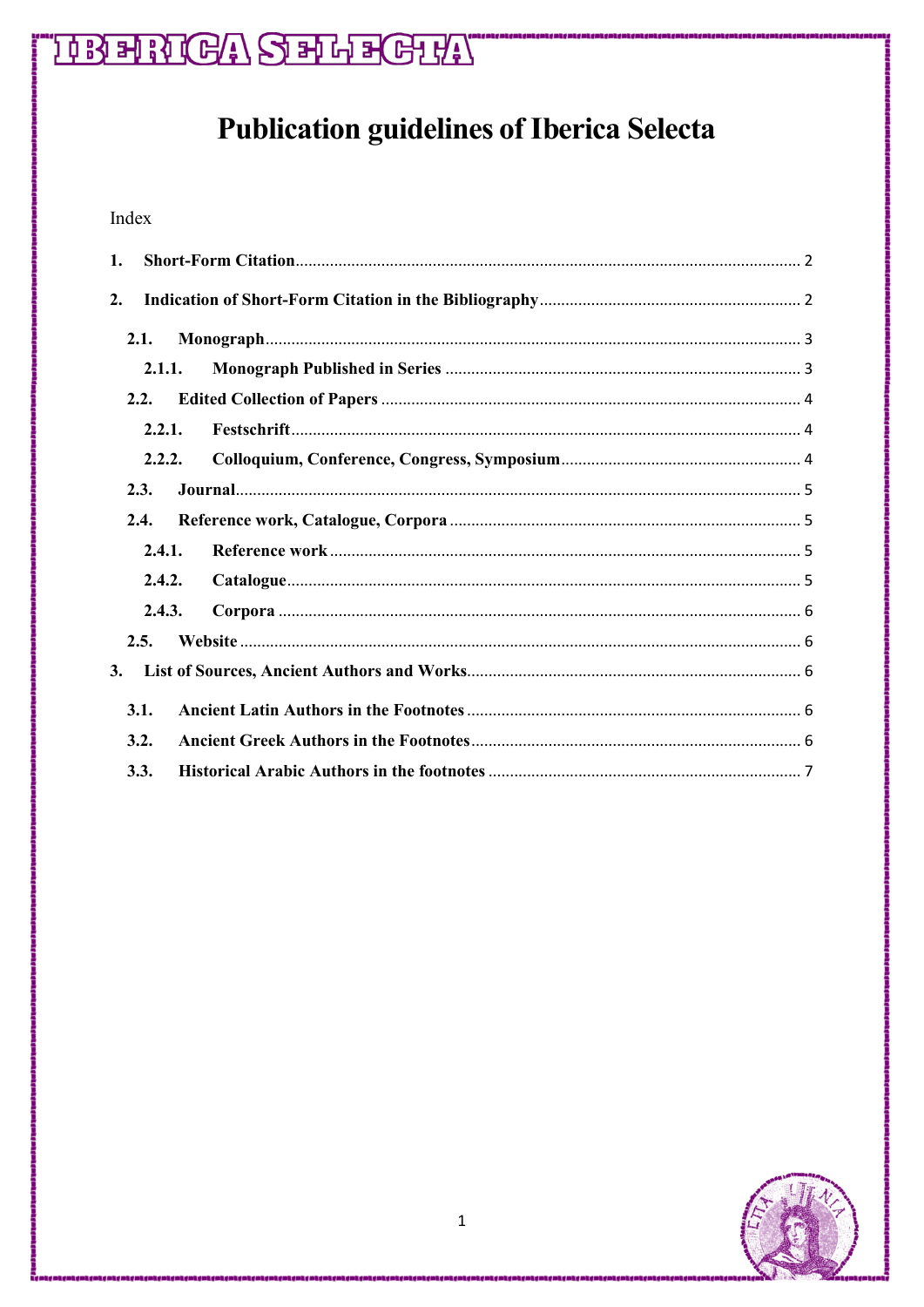# Publication guidelines of Iberica Selecta

Index

1. **Short-Form Citation** ..... 2
2. **Indication of Short-Form Citation in the Bibliography** ..... 2
   - **2.1. Monograph** ..... 3
     - **2.1.1. Monograph Published in Series** ..... 3
   - **2.2. Edited Collection of Papers** ..... 4
     - **2.2.1. Festschrift** ..... 4
     - **2.2.2. Colloquium, Conference, Congress, Symposium** ..... 4
   - **2.3. Journal** ..... 5
   - **2.4. Reference work, Catalogue, Corpora** ..... 5
     - **2.4.1. Reference work** ..... 5
     - **2.4.2. Catalogue** ..... 5
     - **2.4.3. Corpora** ..... 6
   - **2.5. Website** ..... 6
3. **List of Sources, Ancient Authors and Works** ..... 6
   - **3.1. Ancient Latin Authors in the Footnotes** ..... 6
   - **3.2. Ancient Greek Authors in the Footnotes** ..... 6
   - **3.3. Historical Arabic Authors in the footnotes** ..... 7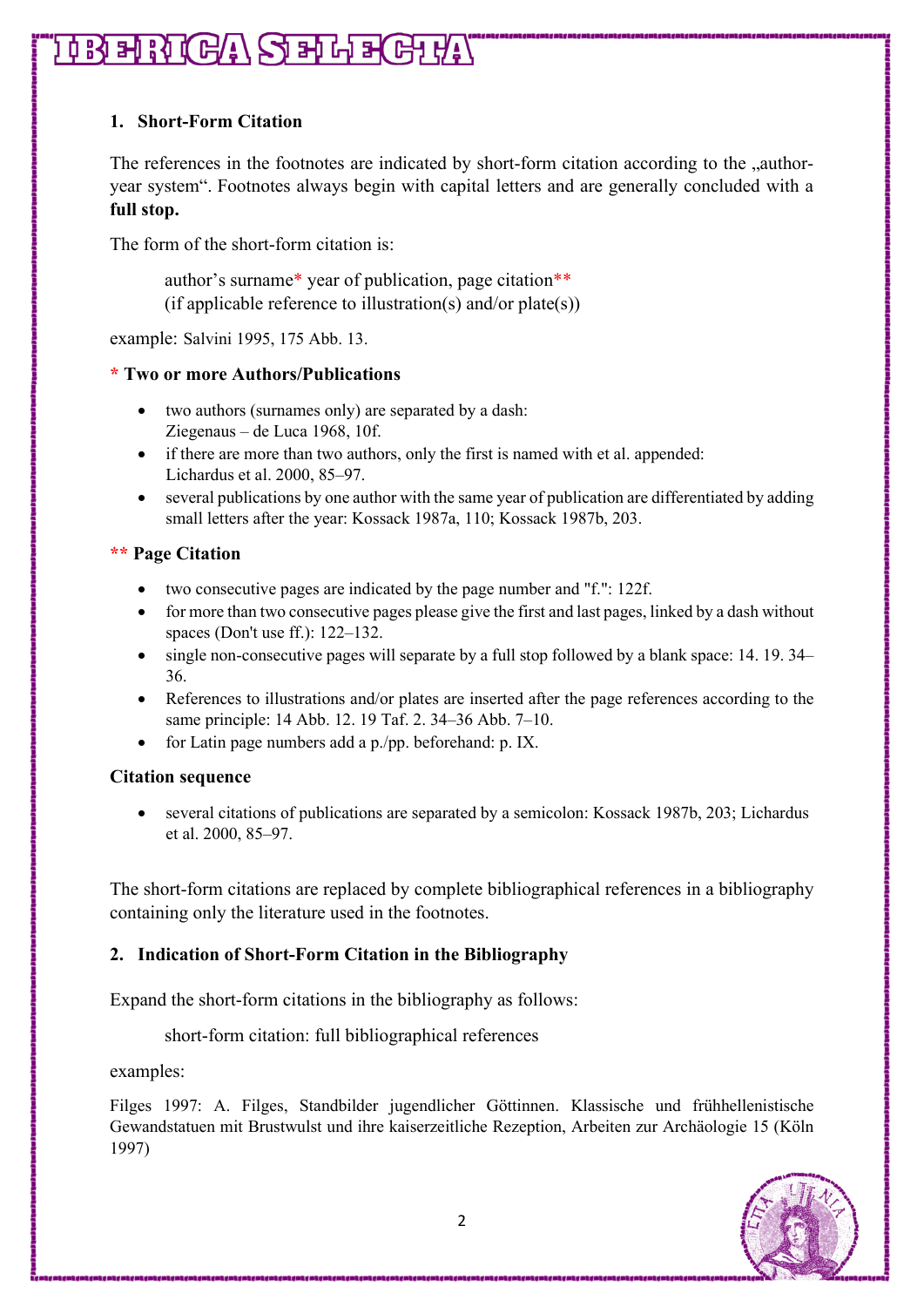## 1. Short-Form Citation

The references in the footnotes are indicated by short-form citation according to the „author-year system“. Footnotes always begin with capital letters and are generally concluded with a **full stop.**

The form of the short-form citation is:

> author’s surname* year of publication, page citation**
> (if applicable reference to illustration(s) and/or plate(s))

example: Salvini 1995, 175 Abb. 13.

### * Two or more Authors/Publications

- two authors (surnames only) are separated by a dash: Ziegenaus – de Luca 1968, 10f.
- if there are more than two authors, only the first is named with et al. appended: Lichardus et al. 2000, 85–97.
- several publications by one author with the same year of publication are differentiated by adding small letters after the year: Kossack 1987a, 110; Kossack 1987b, 203.

### ** Page Citation

- two consecutive pages are indicated by the page number and "f.": 122f.
- for more than two consecutive pages please give the first and last pages, linked by a dash without spaces (Don't use ff.): 122–132.
- single non-consecutive pages will separate by a full stop followed by a blank space: 14. 19. 34–36.
- References to illustrations and/or plates are inserted after the page references according to the same principle: 14 Abb. 12. 19 Taf. 2. 34–36 Abb. 7–10.
- for Latin page numbers add a p./pp. beforehand: p. IX.

### Citation sequence

- several citations of publications are separated by a semicolon: Kossack 1987b, 203; Lichardus et al. 2000, 85–97.

The short-form citations are replaced by complete bibliographical references in a bibliography containing only the literature used in the footnotes.

## 2. Indication of Short-Form Citation in the Bibliography

Expand the short-form citations in the bibliography as follows:

> short-form citation: full bibliographical references

examples:

Filges 1997: A. Filges, Standbilder jugendlicher Göttinnen. Klassische und frühhellenistische Gewandstatuen mit Brustwulst und ihre kaiserzeitliche Rezeption, Arbeiten zur Archäologie 15 (Köln 1997)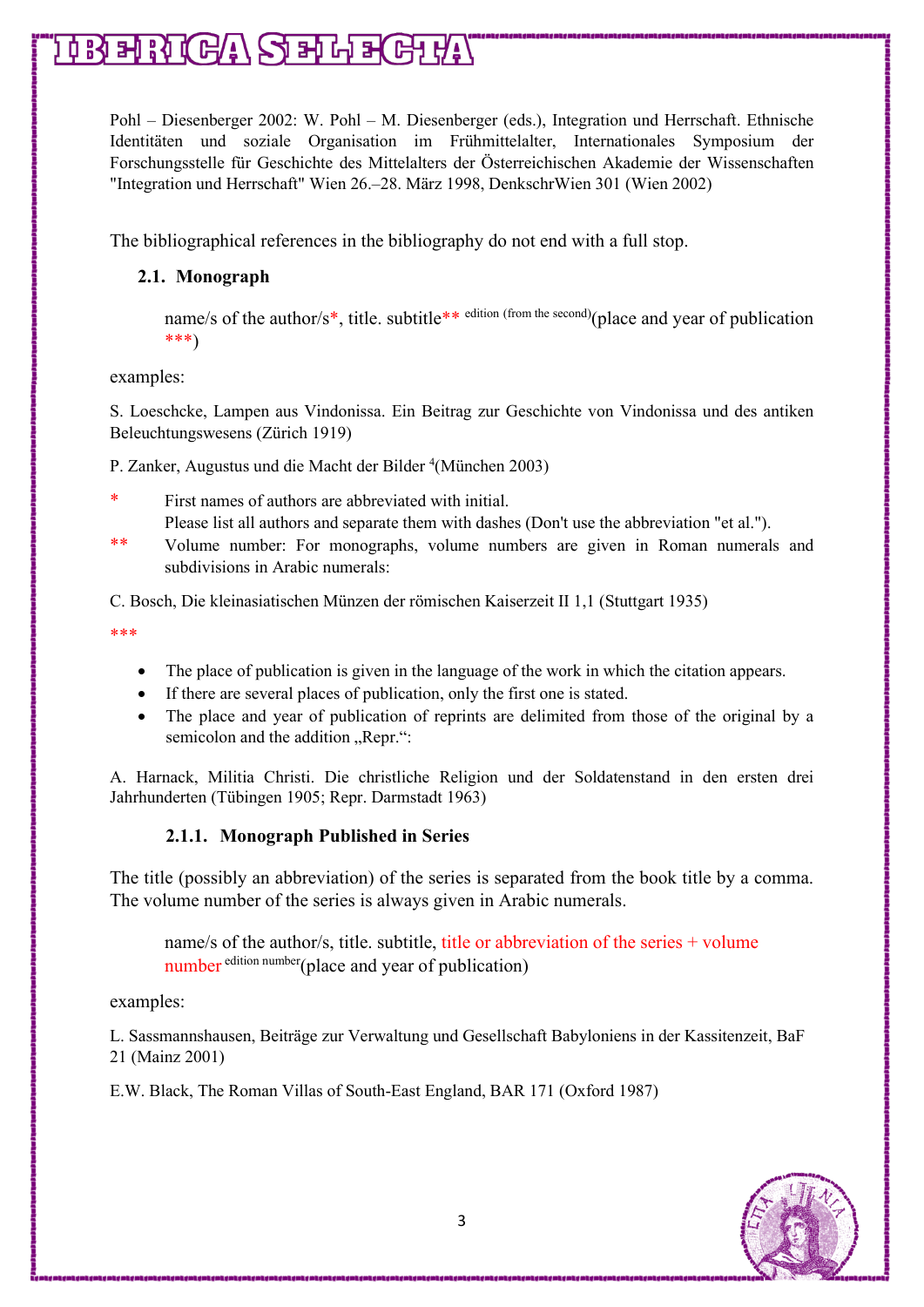Pohl – Diesenberger 2002: W. Pohl – M. Diesenberger (eds.), Integration und Herrschaft. Ethnische Identitäten und soziale Organisation im Frühmittelalter, Internationales Symposium der Forschungsstelle für Geschichte des Mittelalters der Österreichischen Akademie der Wissenschaften "Integration und Herrschaft" Wien 26.–28. März 1998, DenkschrWien 301 (Wien 2002)

The bibliographical references in the bibliography do not end with a full stop.

### 2.1. Monograph

> name/s of the author/s*, title. subtitle** edition (from the second)(place and year of publication ***)

examples:

S. Loeschcke, Lampen aus Vindonissa. Ein Beitrag zur Geschichte von Vindonissa und des antiken Beleuchtungswesens (Zürich 1919)

P. Zanker, Augustus und die Macht der Bilder [4](München 2003)

\* First names of authors are abbreviated with initial.
Please list all authors and separate them with dashes (Don't use the abbreviation "et al.").

** Volume number: For monographs, volume numbers are given in Roman numerals and subdivisions in Arabic numerals:

C. Bosch, Die kleinasiatischen Münzen der römischen Kaiserzeit II 1,1 (Stuttgart 1935)

***

- The place of publication is given in the language of the work in which the citation appears.
- If there are several places of publication, only the first one is stated.
- The place and year of publication of reprints are delimited from those of the original by a semicolon and the addition „Repr.“:

A. Harnack, Militia Christi. Die christliche Religion und der Soldatenstand in den ersten drei Jahrhunderten (Tübingen 1905; Repr. Darmstadt 1963)

#### 2.1.1. Monograph Published in Series

The title (possibly an abbreviation) of the series is separated from the book title by a comma. The volume number of the series is always given in Arabic numerals.

> name/s of the author/s, title. subtitle, title or abbreviation of the series + volume number edition number(place and year of publication)

examples:

L. Sassmannshausen, Beiträge zur Verwaltung und Gesellschaft Babyloniens in der Kassitenzeit, BaF 21 (Mainz 2001)

E.W. Black, The Roman Villas of South-East England, BAR 171 (Oxford 1987)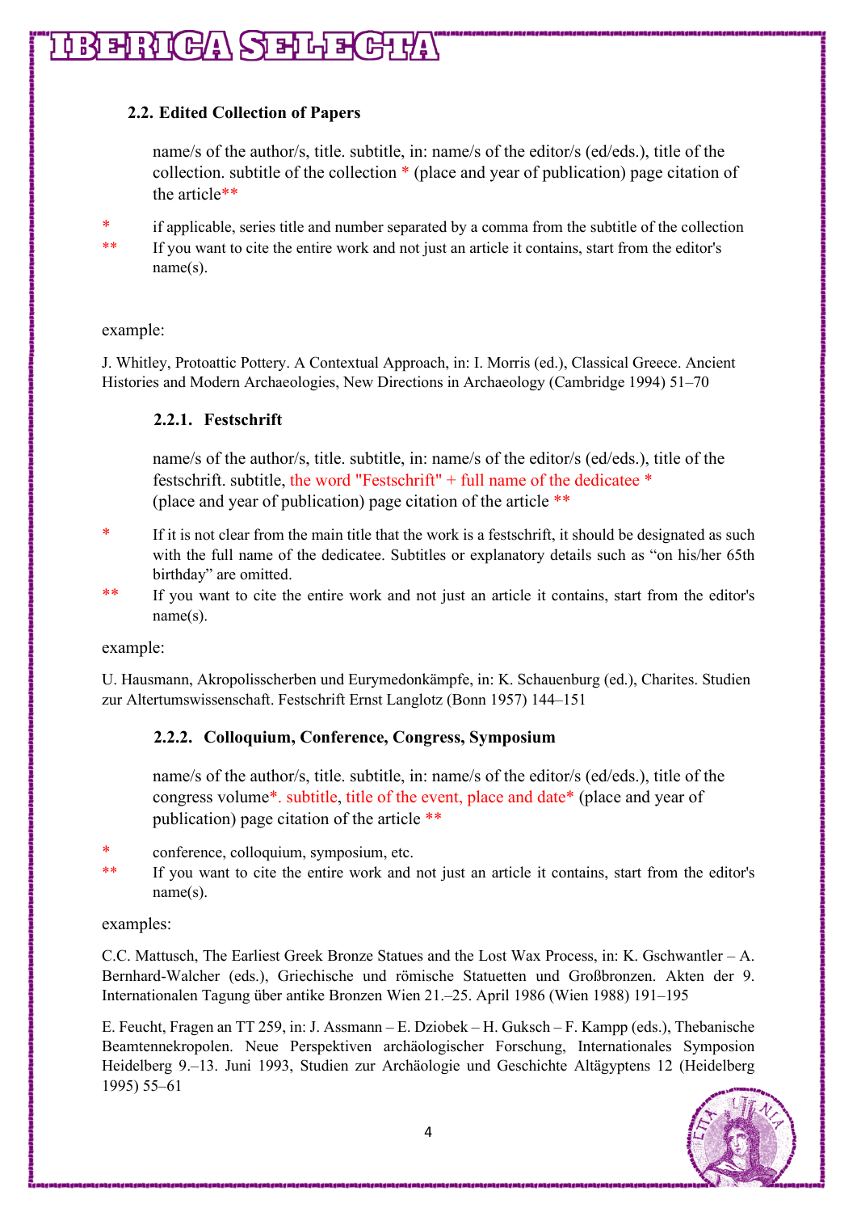### 2.2. Edited Collection of Papers

name/s of the author/s, title. subtitle, in: name/s of the editor/s (ed/eds.), title of the collection. subtitle of the collection * (place and year of publication) page citation of the article**

\* if applicable, series title and number separated by a comma from the subtitle of the collection

\*\* If you want to cite the entire work and not just an article it contains, start from the editor's name(s).

example:

J. Whitley, Protoattic Pottery. A Contextual Approach, in: I. Morris (ed.), Classical Greece. Ancient Histories and Modern Archaeologies, New Directions in Archaeology (Cambridge 1994) 51–70

#### 2.2.1. Festschrift

name/s of the author/s, title. subtitle, in: name/s of the editor/s (ed/eds.), title of the festschrift. subtitle, the word "Festschrift" + full name of the dedicatee * (place and year of publication) page citation of the article **

\* If it is not clear from the main title that the work is a festschrift, it should be designated as such with the full name of the dedicatee. Subtitles or explanatory details such as “on his/her 65th birthday” are omitted.

\*\* If you want to cite the entire work and not just an article it contains, start from the editor's name(s).

example:

U. Hausmann, Akropolisscherben und Eurymedonkämpfe, in: K. Schauenburg (ed.), Charites. Studien zur Altertumswissenschaft. Festschrift Ernst Langlotz (Bonn 1957) 144–151

#### 2.2.2. Colloquium, Conference, Congress, Symposium

name/s of the author/s, title. subtitle, in: name/s of the editor/s (ed/eds.), title of the congress volume*. subtitle, title of the event, place and date* (place and year of publication) page citation of the article **

\* conference, colloquium, symposium, etc.

\*\* If you want to cite the entire work and not just an article it contains, start from the editor's name(s).

examples:

C.C. Mattusch, The Earliest Greek Bronze Statues and the Lost Wax Process, in: K. Gschwantler – A. Bernhard-Walcher (eds.), Griechische und römische Statuetten und Großbronzen. Akten der 9. Internationalen Tagung über antike Bronzen Wien 21.–25. April 1986 (Wien 1988) 191–195

E. Feucht, Fragen an TT 259, in: J. Assmann – E. Dziobek – H. Guksch – F. Kampp (eds.), Thebanische Beamtennekropolen. Neue Perspektiven archäologischer Forschung, Internationales Symposion Heidelberg 9.–13. Juni 1993, Studien zur Archäologie und Geschichte Altägyptens 12 (Heidelberg 1995) 55–61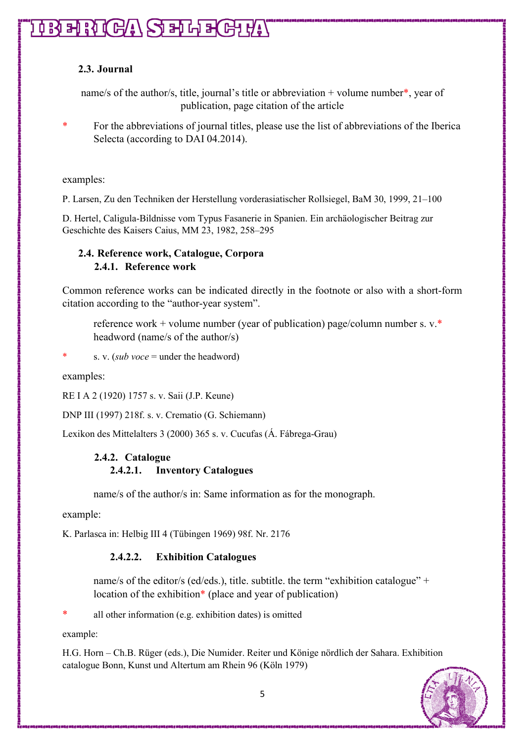### 2.3. Journal

name/s of the author/s, title, journal's title or abbreviation + volume number*, year of publication, page citation of the article

\* For the abbreviations of journal titles, please use the list of abbreviations of the Iberica Selecta (according to DAI 04.2014).

examples:

P. Larsen, Zu den Techniken der Herstellung vorderasiatischer Rollsiegel, BaM 30, 1999, 21–100

D. Hertel, Caligula-Bildnisse vom Typus Fasanerie in Spanien. Ein archäologischer Beitrag zur Geschichte des Kaisers Caius, MM 23, 1982, 258–295

### 2.4. Reference work, Catalogue, Corpora

#### 2.4.1. Reference work

Common reference works can be indicated directly in the footnote or also with a short-form citation according to the "author-year system".

reference work + volume number (year of publication) page/column number s. v.* headword (name/s of the author/s)

\* s. v. (*sub voce* = under the headword)

examples:

RE I A 2 (1920) 1757 s. v. Saii (J.P. Keune)

DNP III (1997) 218f. s. v. Crematio (G. Schiemann)

Lexikon des Mittelalters 3 (2000) 365 s. v. Cucufas (Á. Fábrega-Grau)

#### 2.4.2. Catalogue

##### 2.4.2.1. Inventory Catalogues

name/s of the author/s in: Same information as for the monograph.

example:

K. Parlasca in: Helbig III 4 (Tübingen 1969) 98f. Nr. 2176

##### 2.4.2.2. Exhibition Catalogues

name/s of the editor/s (ed/eds.), title. subtitle. the term "exhibition catalogue" + location of the exhibition* (place and year of publication)

\* all other information (e.g. exhibition dates) is omitted

example:

H.G. Horn – Ch.B. Rüger (eds.), Die Numider. Reiter und Könige nördlich der Sahara. Exhibition catalogue Bonn, Kunst und Altertum am Rhein 96 (Köln 1979)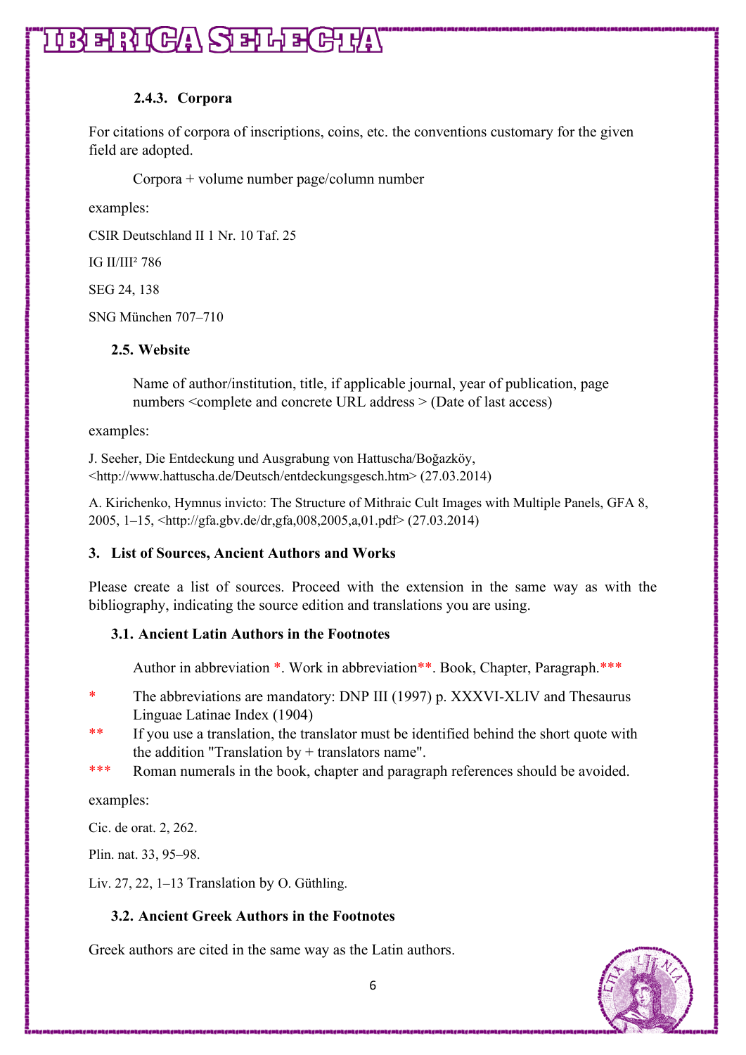#### 2.4.3. Corpora

For citations of corpora of inscriptions, coins, etc. the conventions customary for the given field are adopted.

Corpora + volume number page/column number

examples:

CSIR Deutschland II 1 Nr. 10 Taf. 25

IG II/III² 786

SEG 24, 138

SNG München 707–710

### 2.5. Website

Name of author/institution, title, if applicable journal, year of publication, page numbers <complete and concrete URL address > (Date of last access)

examples:

J. Seeher, Die Entdeckung und Ausgrabung von Hattuscha/Boğazköy, <http://www.hattuscha.de/Deutsch/entdeckungsgesch.htm> (27.03.2014)

A. Kirichenko, Hymnus invicto: The Structure of Mithraic Cult Images with Multiple Panels, GFA 8, 2005, 1–15, <http://gfa.gbv.de/dr,gfa,008,2005,a,01.pdf> (27.03.2014)

## 3. List of Sources, Ancient Authors and Works

Please create a list of sources. Proceed with the extension in the same way as with the bibliography, indicating the source edition and translations you are using.

### 3.1. Ancient Latin Authors in the Footnotes

Author in abbreviation *. Work in abbreviation**. Book, Chapter, Paragraph.***

- \* The abbreviations are mandatory: DNP III (1997) p. XXXVI-XLIV and Thesaurus Linguae Latinae Index (1904)
- \** If you use a translation, the translator must be identified behind the short quote with the addition "Translation by + translators name".
- \*** Roman numerals in the book, chapter and paragraph references should be avoided.

examples:

Cic. de orat. 2, 262.

Plin. nat. 33, 95–98.

Liv. 27, 22, 1–13 Translation by O. Güthling.

### 3.2. Ancient Greek Authors in the Footnotes

Greek authors are cited in the same way as the Latin authors.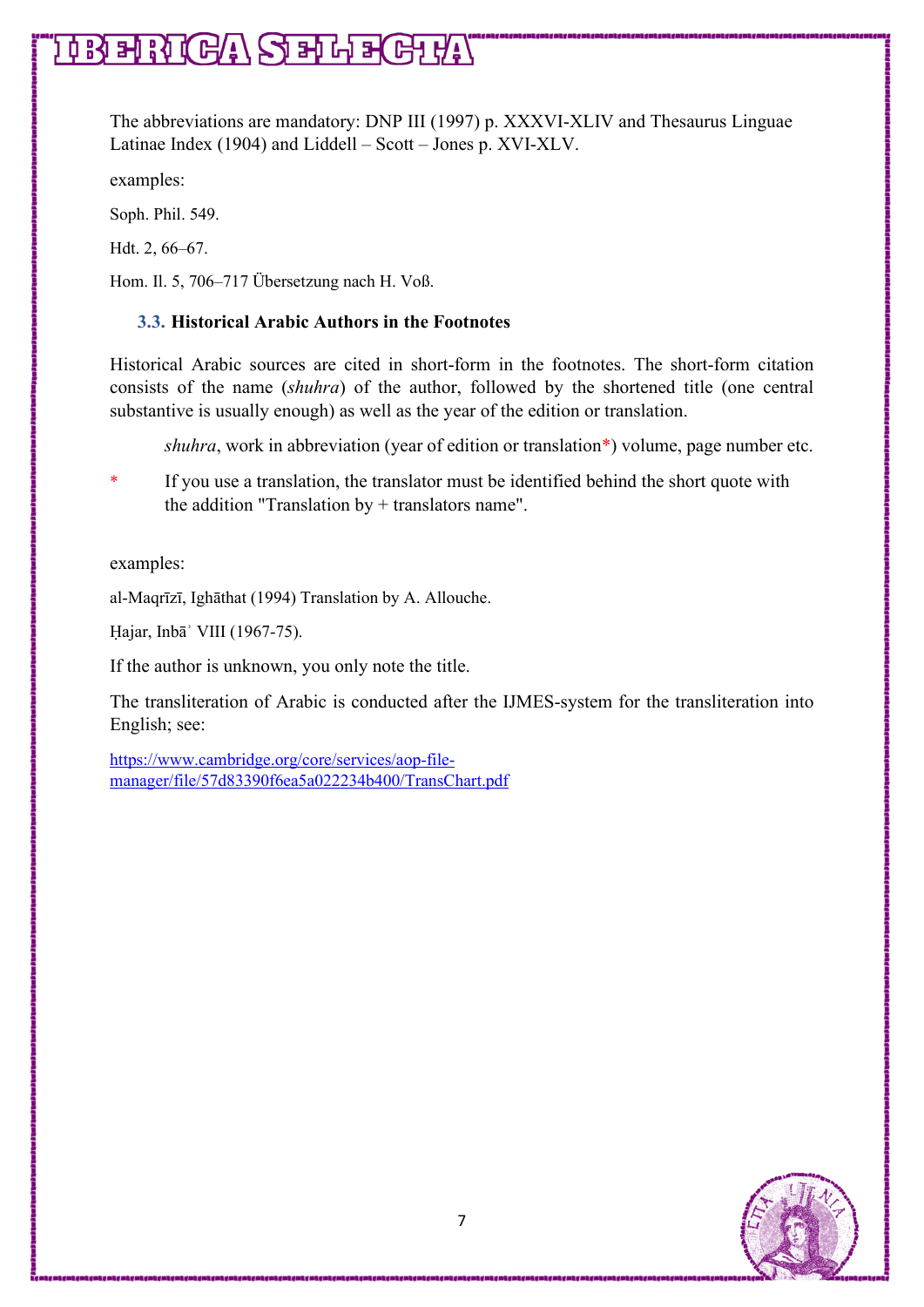The abbreviations are mandatory: DNP III (1997) p. XXXVI-XLIV and Thesaurus Linguae Latinae Index (1904) and Liddell – Scott – Jones p. XVI-XLV.

examples:

Soph. Phil. 549.

Hdt. 2, 66–67.

Hom. Il. 5, 706–717 Übersetzung nach H. Voß.

### 3.3. Historical Arabic Authors in the Footnotes

Historical Arabic sources are cited in short-form in the footnotes. The short-form citation consists of the name (*shuhra*) of the author, followed by the shortened title (one central substantive is usually enough) as well as the year of the edition or translation.

> *shuhra*, work in abbreviation (year of edition or translation*) volume, page number etc.

\* If you use a translation, the translator must be identified behind the short quote with the addition "Translation by + translators name".

examples:

al-Maqrīzī, Ighāthat (1994) Translation by A. Allouche.

Ḥajar, Inbāʾ VIII (1967-75).

If the author is unknown, you only note the title.

The transliteration of Arabic is conducted after the IJMES-system for the transliteration into English; see:

https://www.cambridge.org/core/services/aop-file-manager/file/57d83390f6ea5a022234b400/TransChart.pdf